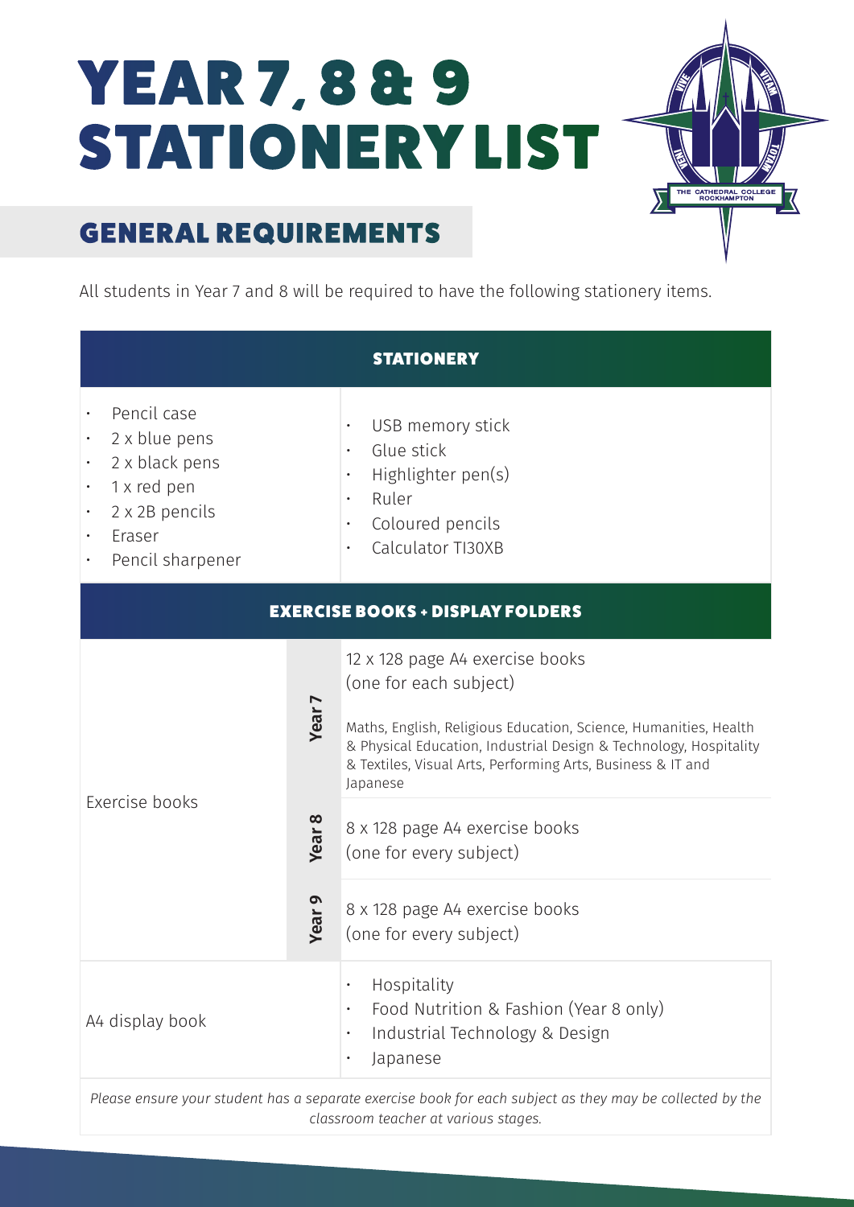# YEAR 7, 8 & 9 STATIONERY LIST

## GENERAL REQUIREMENTS

All students in Year 7 and 8 will be required to have the following stationery items.

| STATIONERY | |
|---|---|
| • Pencil case<br>• 2 x blue pens<br>• 2 x black pens<br>• 1 x red pen<br>• 2 x 2B pencils<br>• Eraser<br>• Pencil sharpener | • USB memory stick<br>• Glue stick<br>• Highlighter pen(s)<br>• Ruler<br>• Coloured pencils<br>• Calculator TI30XB |

| EXERCISE BOOKS + DISPLAY FOLDERS | | |
|---|---|---|
| Exercise books | Year 7 | 12 x 128 page A4 exercise books (one for each subject)<br><br>Maths, English, Religious Education, Science, Humanities, Health & Physical Education, Industrial Design & Technology, Hospitality & Textiles, Visual Arts, Performing Arts, Business & IT and Japanese |
| | Year 8 | 8 x 128 page A4 exercise books (one for every subject) |
| | Year 9 | 8 x 128 page A4 exercise books (one for every subject) |
| A4 display book | | • Hospitality<br>• Food Nutrition & Fashion (Year 8 only)<br>• Industrial Technology & Design<br>• Japanese |

*Please ensure your student has a separate exercise book for each subject as they may be collected by the classroom teacher at various stages.*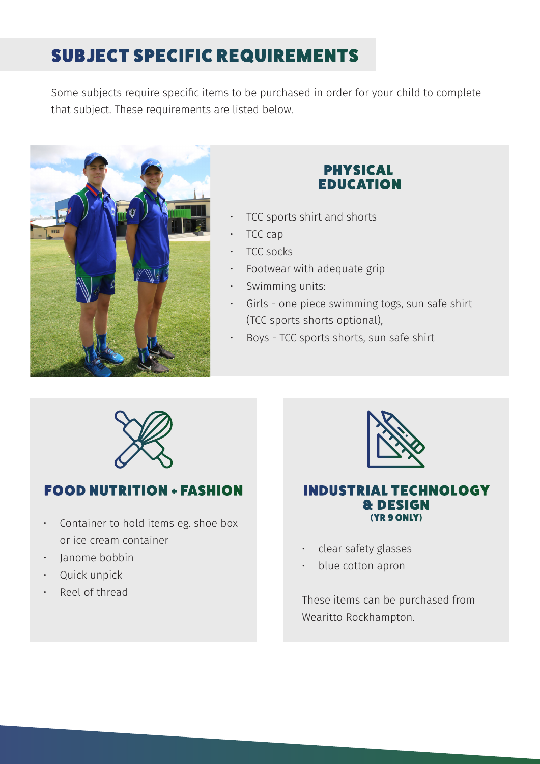# SUBJECT SPECIFIC REQUIREMENTS

Some subjects require specific items to be purchased in order for your child to complete that subject. These requirements are listed below.

## PHYSICAL EDUCATION

- TCC sports shirt and shorts
- TCC cap
- TCC socks
- Footwear with adequate grip
- Swimming units:
- Girls - one piece swimming togs, sun safe shirt (TCC sports shorts optional),
- Boys - TCC sports shorts, sun safe shirt

## FOOD NUTRITION + FASHION

- Container to hold items eg. shoe box or ice cream container
- Janome bobbin
- Quick unpick
- Reel of thread

## INDUSTRIAL TECHNOLOGY & DESIGN

(YR 9 ONLY)

- clear safety glasses
- blue cotton apron

These items can be purchased from Wearitto Rockhampton.